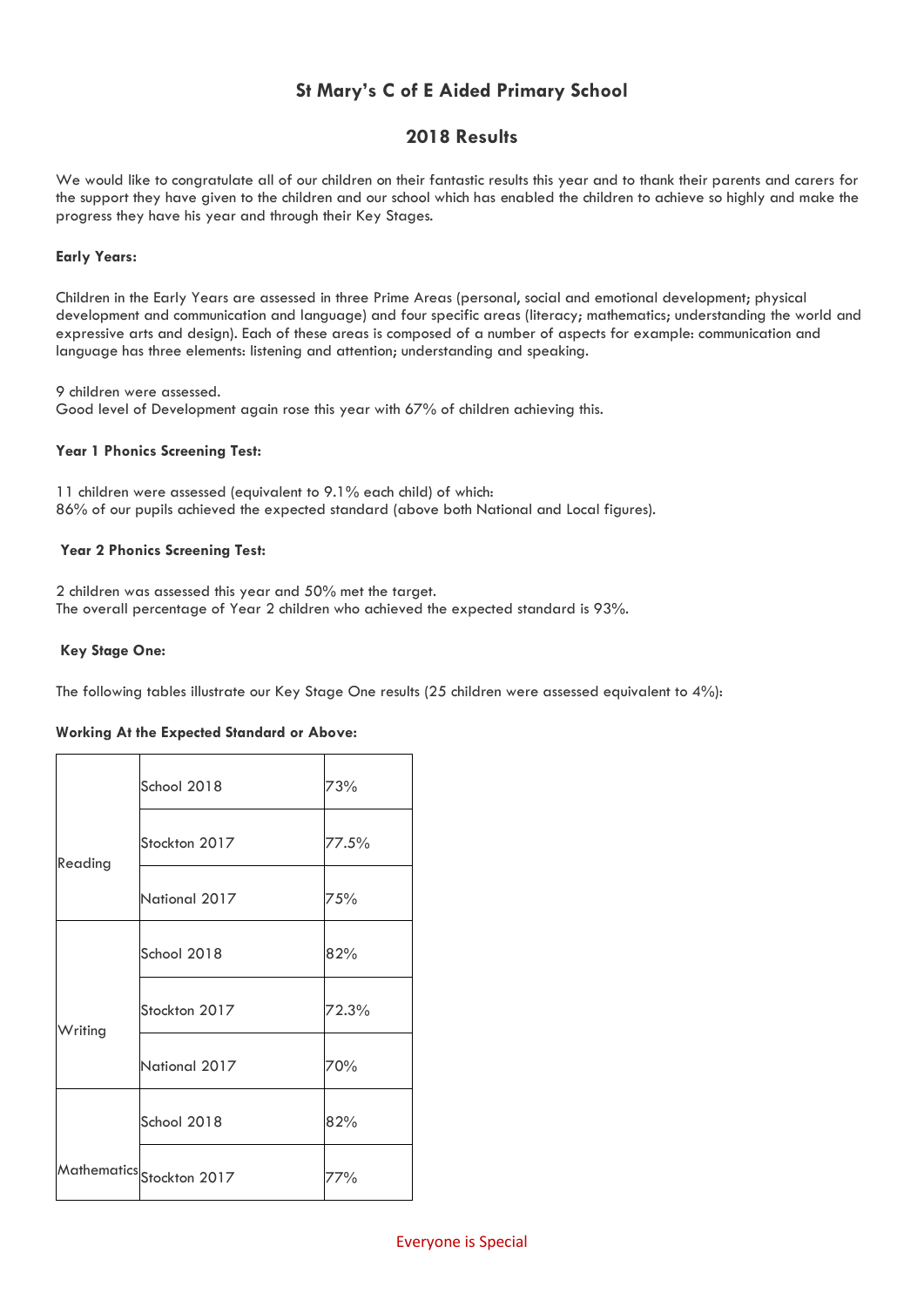# St Mary's C of E Aided Primary School

## 2018 Results

We would like to congratulate all of our children on their fantastic results this year and to thank their parents and carers for the support they have given to the children and our school which has enabled the children to achieve so highly and make the progress they have his year and through their Key Stages.

**Early Years:**

Children in the Early Years are assessed in three Prime Areas (personal, social and emotional development; physical development and communication and language) and four specific areas (literacy; mathematics; understanding the world and expressive arts and design). Each of these areas is composed of a number of aspects for example: communication and language has three elements: listening and attention; understanding and speaking.

9 children were assessed.
Good level of Development again rose this year with 67% of children achieving this.

**Year 1 Phonics Screening Test:**

11 children were assessed (equivalent to 9.1% each child) of which:
86% of our pupils achieved the expected standard (above both National and Local figures).

**Year 2 Phonics Screening Test:**

2 children was assessed this year and 50% met the target.
The overall percentage of Year 2 children who achieved the expected standard is 93%.

**Key Stage One:**

The following tables illustrate our Key Stage One results (25 children were assessed equivalent to 4%):

**Working At the Expected Standard or Above:**

| | | |
|---|---|---|
| Reading | School 2018 | 73% |
| | Stockton 2017 | 77.5% |
| | National 2017 | 75% |
| Writing | School 2018 | 82% |
| | Stockton 2017 | 72.3% |
| | National 2017 | 70% |
| Mathematics | School 2018 | 82% |
| | Stockton 2017 | 77% |

Everyone is Special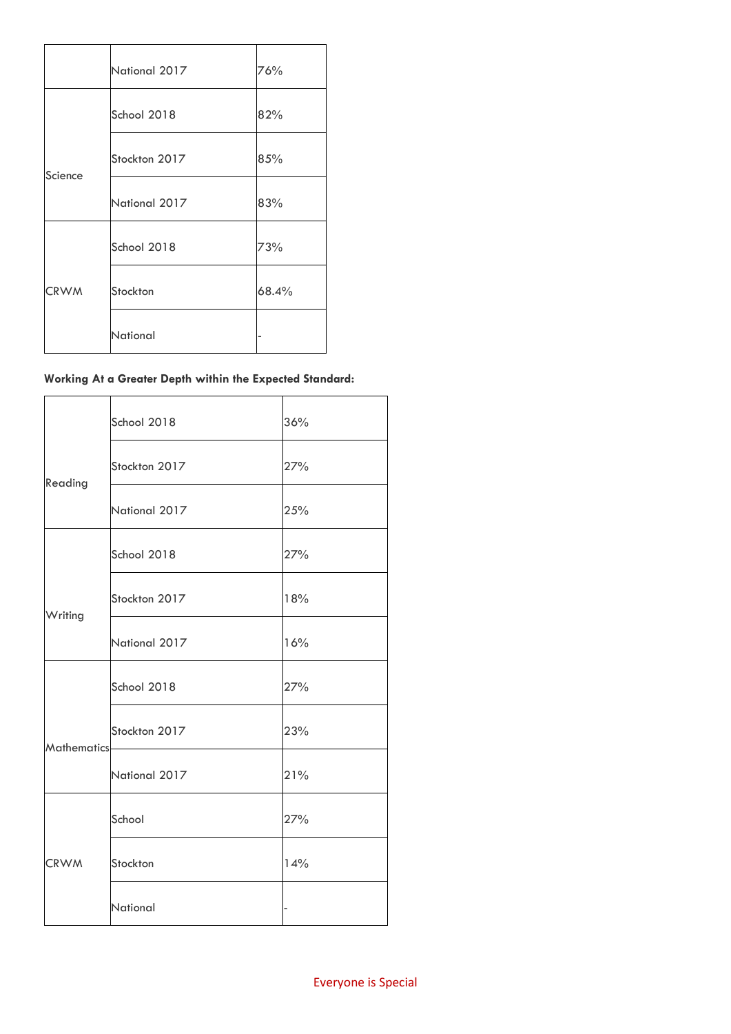| | | |
|---|---|---|
| | National 2017 | 76% |
| Science | School 2018 | 82% |
| | Stockton 2017 | 85% |
| | National 2017 | 83% |
| CRWM | School 2018 | 73% |
| | Stockton | 68.4% |
| | National | - |

**Working At a Greater Depth within the Expected Standard:**

| | | |
|---|---|---|
| Reading | School 2018 | 36% |
| | Stockton 2017 | 27% |
| | National 2017 | 25% |
| Writing | School 2018 | 27% |
| | Stockton 2017 | 18% |
| | National 2017 | 16% |
| Mathematics | School 2018 | 27% |
| | Stockton 2017 | 23% |
| | National 2017 | 21% |
| CRWM | School | 27% |
| | Stockton | 14% |
| | National | - |

Everyone is Special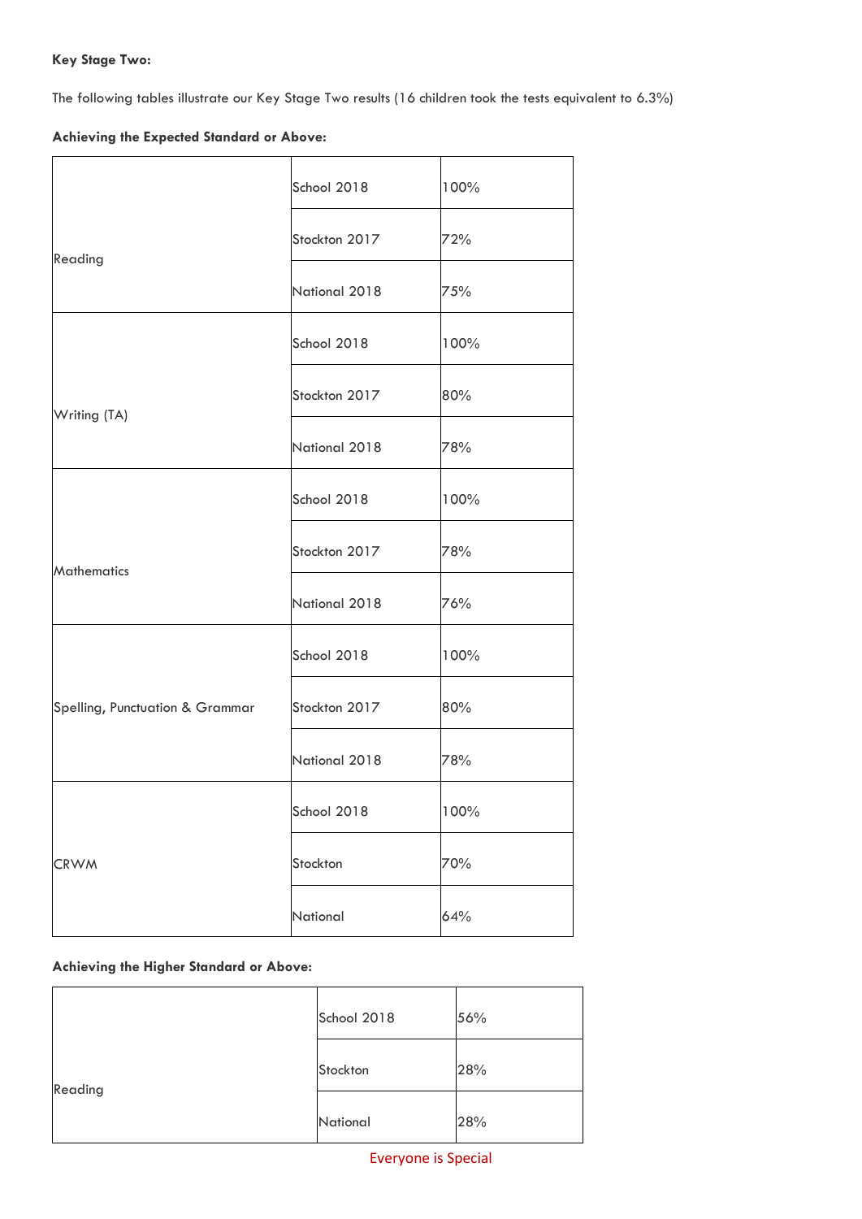**Key Stage Two:**

The following tables illustrate our Key Stage Two results (16 children took the tests equivalent to 6.3%)

**Achieving the Expected Standard or Above:**

| | | |
|---|---|---|
| Reading | School 2018 | 100% |
| | Stockton 2017 | 72% |
| | National 2018 | 75% |
| Writing (TA) | School 2018 | 100% |
| | Stockton 2017 | 80% |
| | National 2018 | 78% |
| Mathematics | School 2018 | 100% |
| | Stockton 2017 | 78% |
| | National 2018 | 76% |
| Spelling, Punctuation & Grammar | School 2018 | 100% |
| | Stockton 2017 | 80% |
| | National 2018 | 78% |
| CRWM | School 2018 | 100% |
| | Stockton | 70% |
| | National | 64% |

**Achieving the Higher Standard or Above:**

| | | |
|---|---|---|
| Reading | School 2018 | 56% |
| | Stockton | 28% |
| | National | 28% |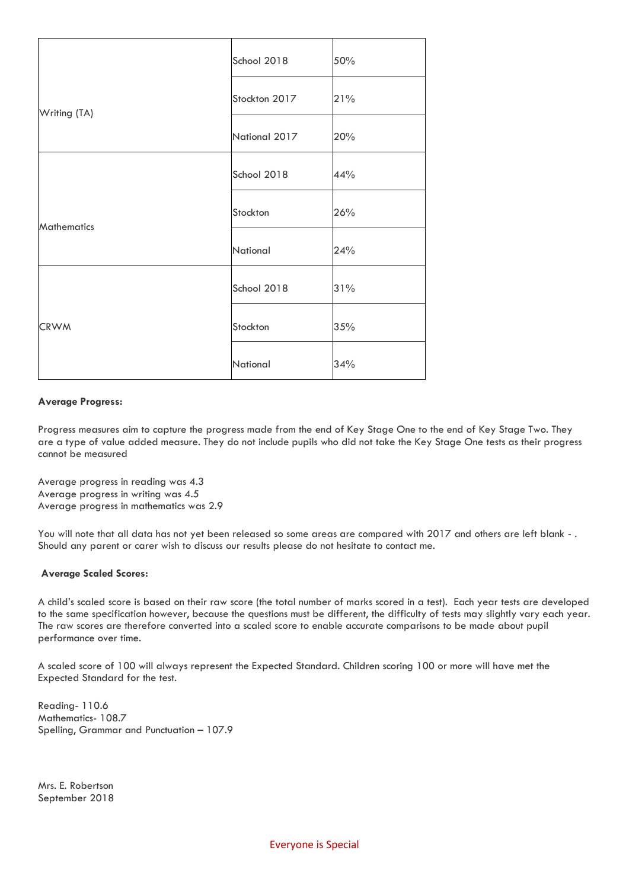| | | |
|---|---|---|
| Writing (TA) | School 2018 | 50% |
| | Stockton 2017 | 21% |
| | National 2017 | 20% |
| Mathematics | School 2018 | 44% |
| | Stockton | 26% |
| | National | 24% |
| CRWM | School 2018 | 31% |
| | Stockton | 35% |
| | National | 34% |

**Average Progress:**

Progress measures aim to capture the progress made from the end of Key Stage One to the end of Key Stage Two. They are a type of value added measure. They do not include pupils who did not take the Key Stage One tests as their progress cannot be measured

Average progress in reading was 4.3
Average progress in writing was 4.5
Average progress in mathematics was 2.9

You will note that all data has not yet been released so some areas are compared with 2017 and others are left blank - . Should any parent or carer wish to discuss our results please do not hesitate to contact me.

**Average Scaled Scores:**

A child's scaled score is based on their raw score (the total number of marks scored in a test). Each year tests are developed to the same specification however, because the questions must be different, the difficulty of tests may slightly vary each year. The raw scores are therefore converted into a scaled score to enable accurate comparisons to be made about pupil performance over time.

A scaled score of 100 will always represent the Expected Standard. Children scoring 100 or more will have met the Expected Standard for the test.

Reading- 110.6
Mathematics- 108.7
Spelling, Grammar and Punctuation – 107.9

Mrs. E. Robertson
September 2018

Everyone is Special